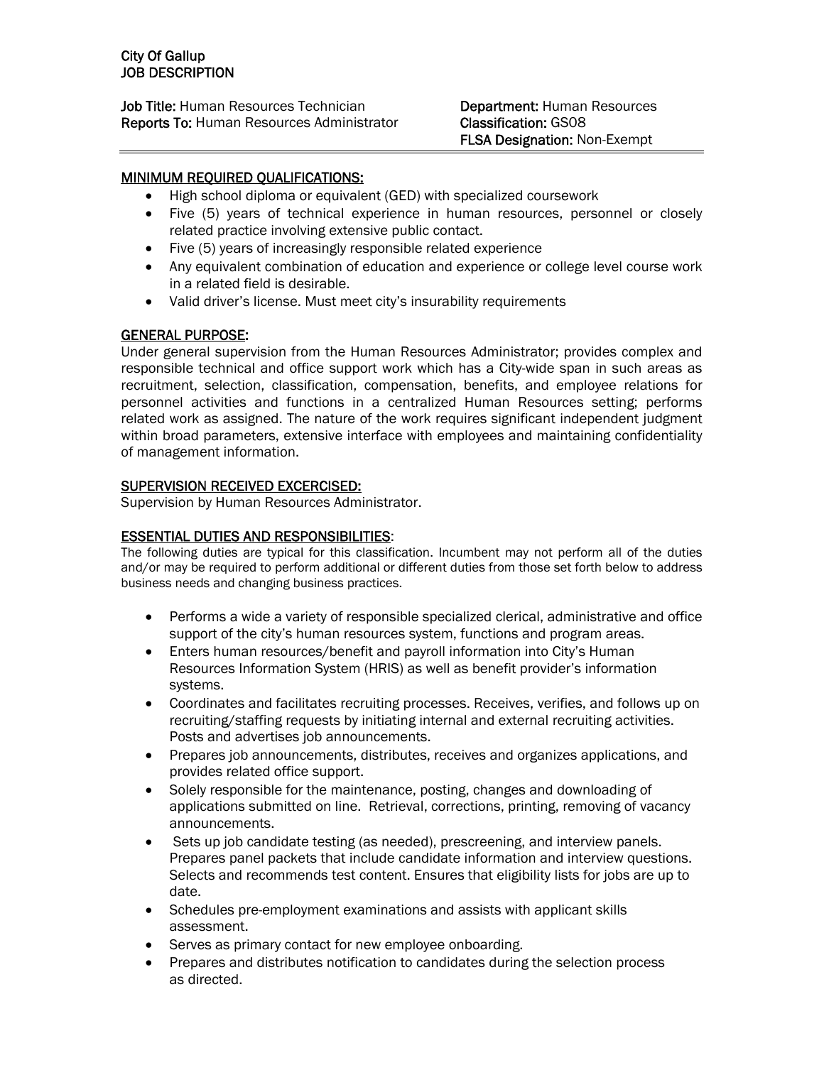**City Of Gallup**
**JOB DESCRIPTION**

**Job Title:** Human Resources Technician
**Reports To:** Human Resources Administrator
**Department:** Human Resources
**Classification:** GS08
**FLSA Designation:** Non-Exempt

---

## MINIMUM REQUIRED QUALIFICATIONS:

- High school diploma or equivalent (GED) with specialized coursework
- Five (5) years of technical experience in human resources, personnel or closely related practice involving extensive public contact.
- Five (5) years of increasingly responsible related experience
- Any equivalent combination of education and experience or college level course work in a related field is desirable.
- Valid driver's license. Must meet city's insurability requirements

## GENERAL PURPOSE:

Under general supervision from the Human Resources Administrator; provides complex and responsible technical and office support work which has a City-wide span in such areas as recruitment, selection, classification, compensation, benefits, and employee relations for personnel activities and functions in a centralized Human Resources setting; performs related work as assigned. The nature of the work requires significant independent judgment within broad parameters, extensive interface with employees and maintaining confidentiality of management information.

## SUPERVISION RECEIVED EXCERCISED:

Supervision by Human Resources Administrator.

## ESSENTIAL DUTIES AND RESPONSIBILITIES:

The following duties are typical for this classification. Incumbent may not perform all of the duties and/or may be required to perform additional or different duties from those set forth below to address business needs and changing business practices.

- Performs a wide a variety of responsible specialized clerical, administrative and office support of the city's human resources system, functions and program areas.
- Enters human resources/benefit and payroll information into City's Human Resources Information System (HRIS) as well as benefit provider's information systems.
- Coordinates and facilitates recruiting processes. Receives, verifies, and follows up on recruiting/staffing requests by initiating internal and external recruiting activities. Posts and advertises job announcements.
- Prepares job announcements, distributes, receives and organizes applications, and provides related office support.
- Solely responsible for the maintenance, posting, changes and downloading of applications submitted on line. Retrieval, corrections, printing, removing of vacancy announcements.
- Sets up job candidate testing (as needed), prescreening, and interview panels. Prepares panel packets that include candidate information and interview questions. Selects and recommends test content. Ensures that eligibility lists for jobs are up to date.
- Schedules pre-employment examinations and assists with applicant skills assessment.
- Serves as primary contact for new employee onboarding.
- Prepares and distributes notification to candidates during the selection process as directed.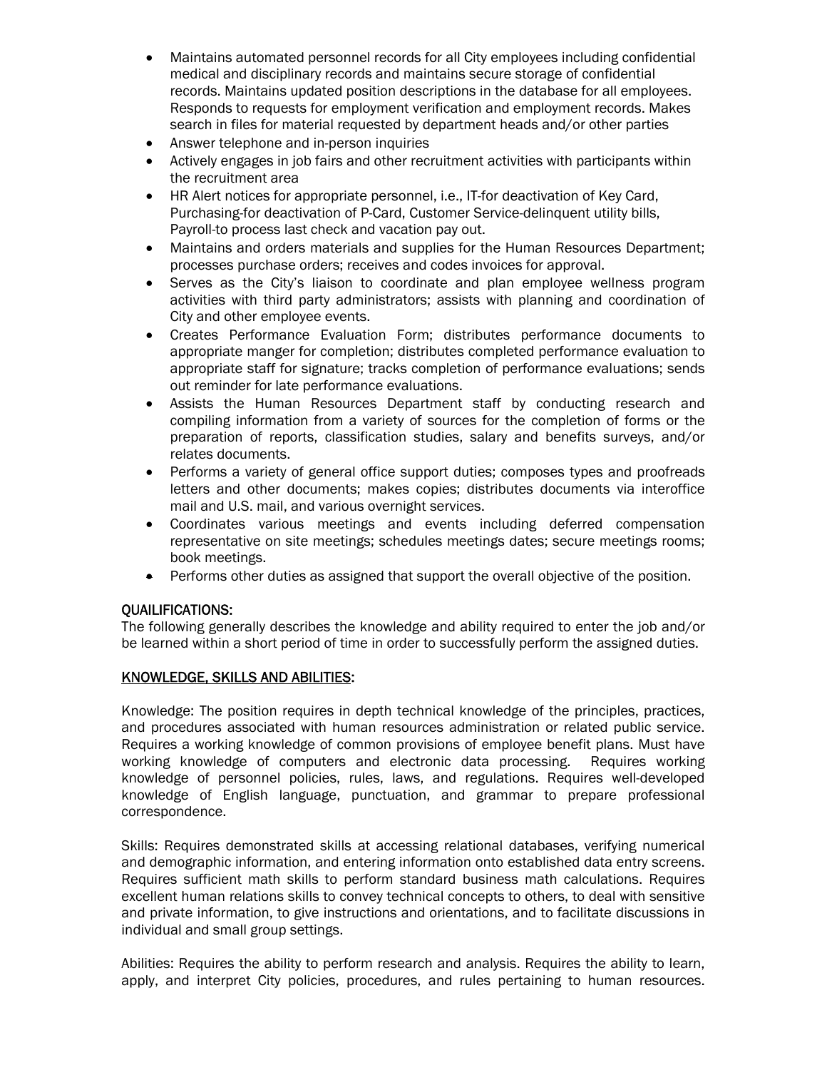- Maintains automated personnel records for all City employees including confidential medical and disciplinary records and maintains secure storage of confidential records. Maintains updated position descriptions in the database for all employees. Responds to requests for employment verification and employment records. Makes search in files for material requested by department heads and/or other parties
- Answer telephone and in-person inquiries
- Actively engages in job fairs and other recruitment activities with participants within the recruitment area
- HR Alert notices for appropriate personnel, i.e., IT-for deactivation of Key Card, Purchasing-for deactivation of P-Card, Customer Service-delinquent utility bills, Payroll-to process last check and vacation pay out.
- Maintains and orders materials and supplies for the Human Resources Department; processes purchase orders; receives and codes invoices for approval.
- Serves as the City's liaison to coordinate and plan employee wellness program activities with third party administrators; assists with planning and coordination of City and other employee events.
- Creates Performance Evaluation Form; distributes performance documents to appropriate manger for completion; distributes completed performance evaluation to appropriate staff for signature; tracks completion of performance evaluations; sends out reminder for late performance evaluations.
- Assists the Human Resources Department staff by conducting research and compiling information from a variety of sources for the completion of forms or the preparation of reports, classification studies, salary and benefits surveys, and/or relates documents.
- Performs a variety of general office support duties; composes types and proofreads letters and other documents; makes copies; distributes documents via interoffice mail and U.S. mail, and various overnight services.
- Coordinates various meetings and events including deferred compensation representative on site meetings; schedules meetings dates; secure meetings rooms; book meetings.
- Performs other duties as assigned that support the overall objective of the position.

## QUAILIFICATIONS:

The following generally describes the knowledge and ability required to enter the job and/or be learned within a short period of time in order to successfully perform the assigned duties.

## KNOWLEDGE, SKILLS AND ABILITIES:

Knowledge: The position requires in depth technical knowledge of the principles, practices, and procedures associated with human resources administration or related public service. Requires a working knowledge of common provisions of employee benefit plans. Must have working knowledge of computers and electronic data processing. Requires working knowledge of personnel policies, rules, laws, and regulations. Requires well-developed knowledge of English language, punctuation, and grammar to prepare professional correspondence.

Skills: Requires demonstrated skills at accessing relational databases, verifying numerical and demographic information, and entering information onto established data entry screens. Requires sufficient math skills to perform standard business math calculations. Requires excellent human relations skills to convey technical concepts to others, to deal with sensitive and private information, to give instructions and orientations, and to facilitate discussions in individual and small group settings.

Abilities: Requires the ability to perform research and analysis. Requires the ability to learn, apply, and interpret City policies, procedures, and rules pertaining to human resources.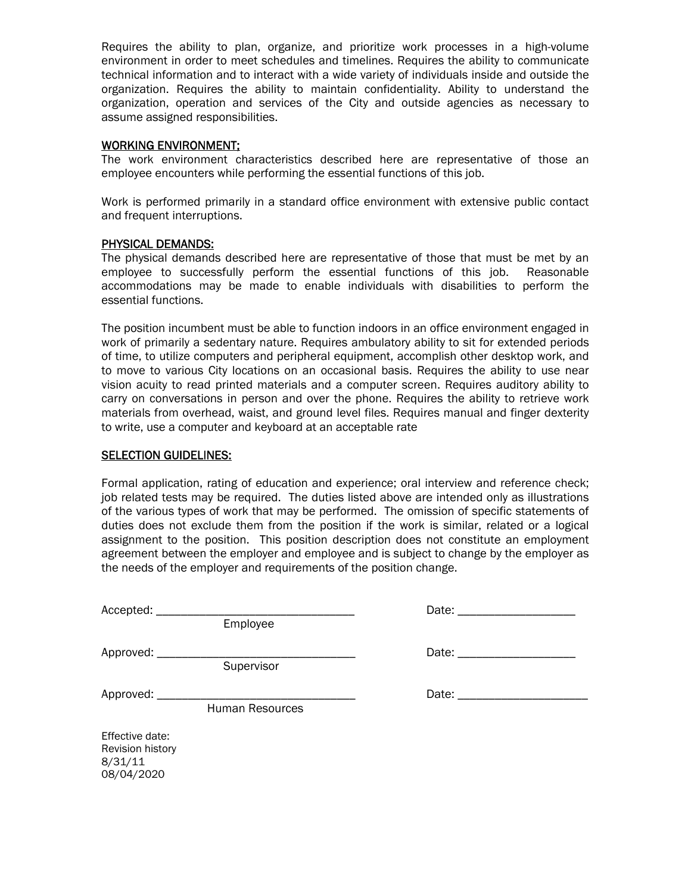Requires the ability to plan, organize, and prioritize work processes in a high-volume environment in order to meet schedules and timelines. Requires the ability to communicate technical information and to interact with a wide variety of individuals inside and outside the organization. Requires the ability to maintain confidentiality. Ability to understand the organization, operation and services of the City and outside agencies as necessary to assume assigned responsibilities.

**WORKING ENVIRONMENT;**

The work environment characteristics described here are representative of those an employee encounters while performing the essential functions of this job.

Work is performed primarily in a standard office environment with extensive public contact and frequent interruptions.

**PHYSICAL DEMANDS:**

The physical demands described here are representative of those that must be met by an employee to successfully perform the essential functions of this job. Reasonable accommodations may be made to enable individuals with disabilities to perform the essential functions.

The position incumbent must be able to function indoors in an office environment engaged in work of primarily a sedentary nature. Requires ambulatory ability to sit for extended periods of time, to utilize computers and peripheral equipment, accomplish other desktop work, and to move to various City locations on an occasional basis. Requires the ability to use near vision acuity to read printed materials and a computer screen. Requires auditory ability to carry on conversations in person and over the phone. Requires the ability to retrieve work materials from overhead, waist, and ground level files. Requires manual and finger dexterity to write, use a computer and keyboard at an acceptable rate

**SELECTION GUIDELINES:**

Formal application, rating of education and experience; oral interview and reference check; job related tests may be required. The duties listed above are intended only as illustrations of the various types of work that may be performed. The omission of specific statements of duties does not exclude them from the position if the work is similar, related or a logical assignment to the position. This position description does not constitute an employment agreement between the employer and employee and is subject to change by the employer as the needs of the employer and requirements of the position change.

Accepted: ________________________________ Date: ___________________
Employee

Approved: ________________________________ Date: ___________________
Supervisor

Approved: ________________________________ Date: _____________________
Human Resources

Effective date:
Revision history
8/31/11
08/04/2020